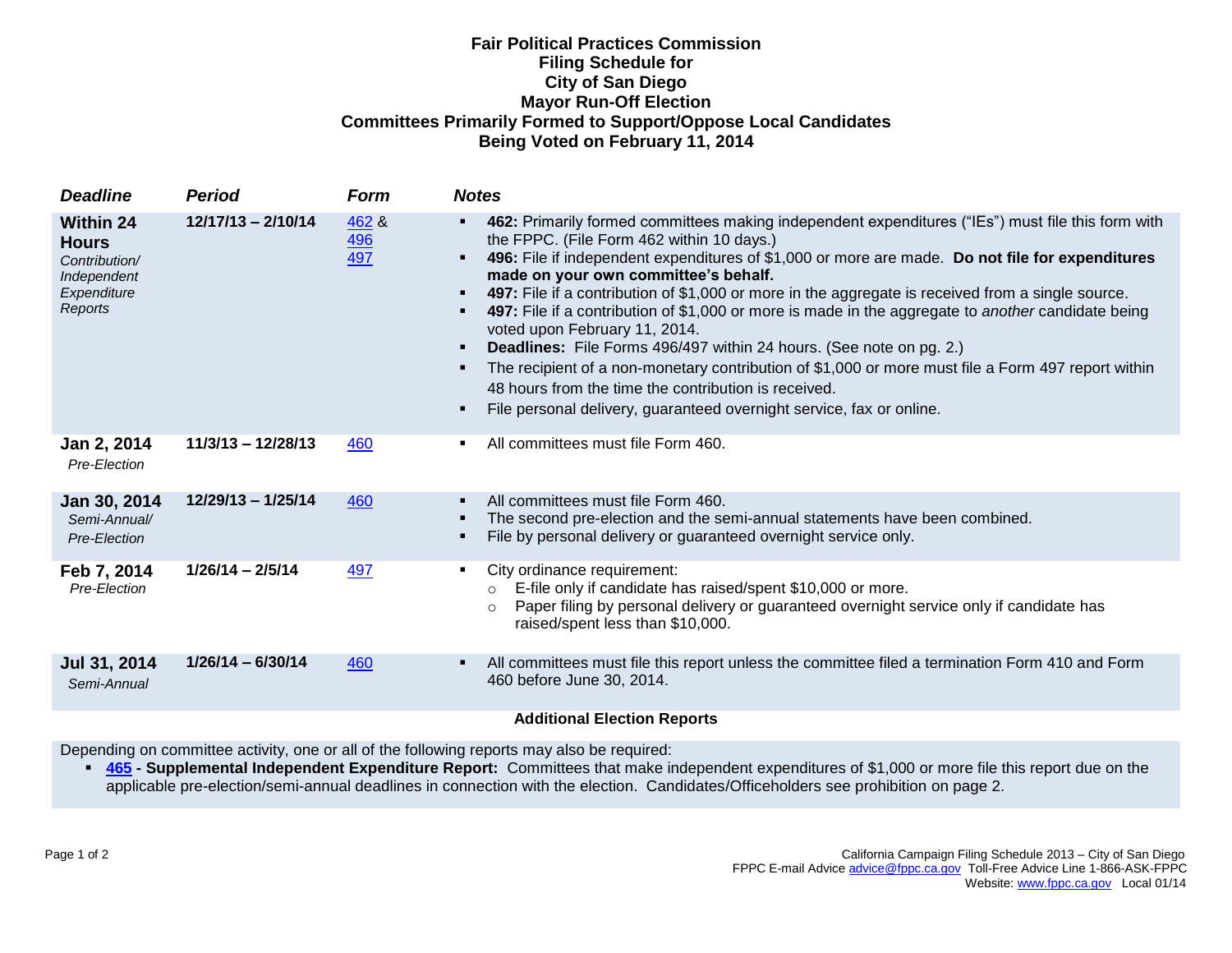# Fair Political Practices Commission
## Filing Schedule for City of San Diego Mayor Run-Off Election Committees Primarily Formed to Support/Oppose Local Candidates Being Voted on February 11, 2014

| *Deadline* | *Period* | *Form* | *Notes* |
|---|---|---|---|
| **Within 24 Hours** *Contribution/ Independent Expenditure Reports* | **12/17/13 – 2/10/14** | 462 & 496 497 | ▪ **462:** Primarily formed committees making independent expenditures ("IEs") must file this form with the FPPC. (File Form 462 within 10 days.)<br>▪ **496:** File if independent expenditures of $1,000 or more are made. **Do not file for expenditures made on your own committee's behalf.**<br>▪ **497:** File if a contribution of $1,000 or more in the aggregate is received from a single source.<br>▪ **497:** File if a contribution of $1,000 or more is made in the aggregate to *another* candidate being voted upon February 11, 2014.<br>▪ **Deadlines:** File Forms 496/497 within 24 hours. (See note on pg. 2.)<br>▪ The recipient of a non-monetary contribution of $1,000 or more must file a Form 497 report within 48 hours from the time the contribution is received.<br>▪ File personal delivery, guaranteed overnight service, fax or online. |
| **Jan 2, 2014** *Pre-Election* | **11/3/13 – 12/28/13** | 460 | ▪ All committees must file Form 460. |
| **Jan 30, 2014** *Semi-Annual/ Pre-Election* | **12/29/13 – 1/25/14** | 460 | ▪ All committees must file Form 460.<br>▪ The second pre-election and the semi-annual statements have been combined.<br>▪ File by personal delivery or guaranteed overnight service only. |
| **Feb 7, 2014** *Pre-Election* | **1/26/14 – 2/5/14** | 497 | ▪ City ordinance requirement:<br>○ E-file only if candidate has raised/spent $10,000 or more.<br>○ Paper filing by personal delivery or guaranteed overnight service only if candidate has raised/spent less than $10,000. |
| **Jul 31, 2014** *Semi-Annual* | **1/26/14 – 6/30/14** | 460 | ▪ All committees must file this report unless the committee filed a termination Form 410 and Form 460 before June 30, 2014. |

**Additional Election Reports**

Depending on committee activity, one or all of the following reports may also be required:

- **465 - Supplemental Independent Expenditure Report:** Committees that make independent expenditures of $1,000 or more file this report due on the applicable pre-election/semi-annual deadlines in connection with the election. Candidates/Officeholders see prohibition on page 2.

California Campaign Filing Schedule 2013 – City of San Diego
FPPC E-mail Advice advice@fppc.ca.gov Toll-Free Advice Line 1-866-ASK-FPPC
Website: www.fppc.ca.gov Local 01/14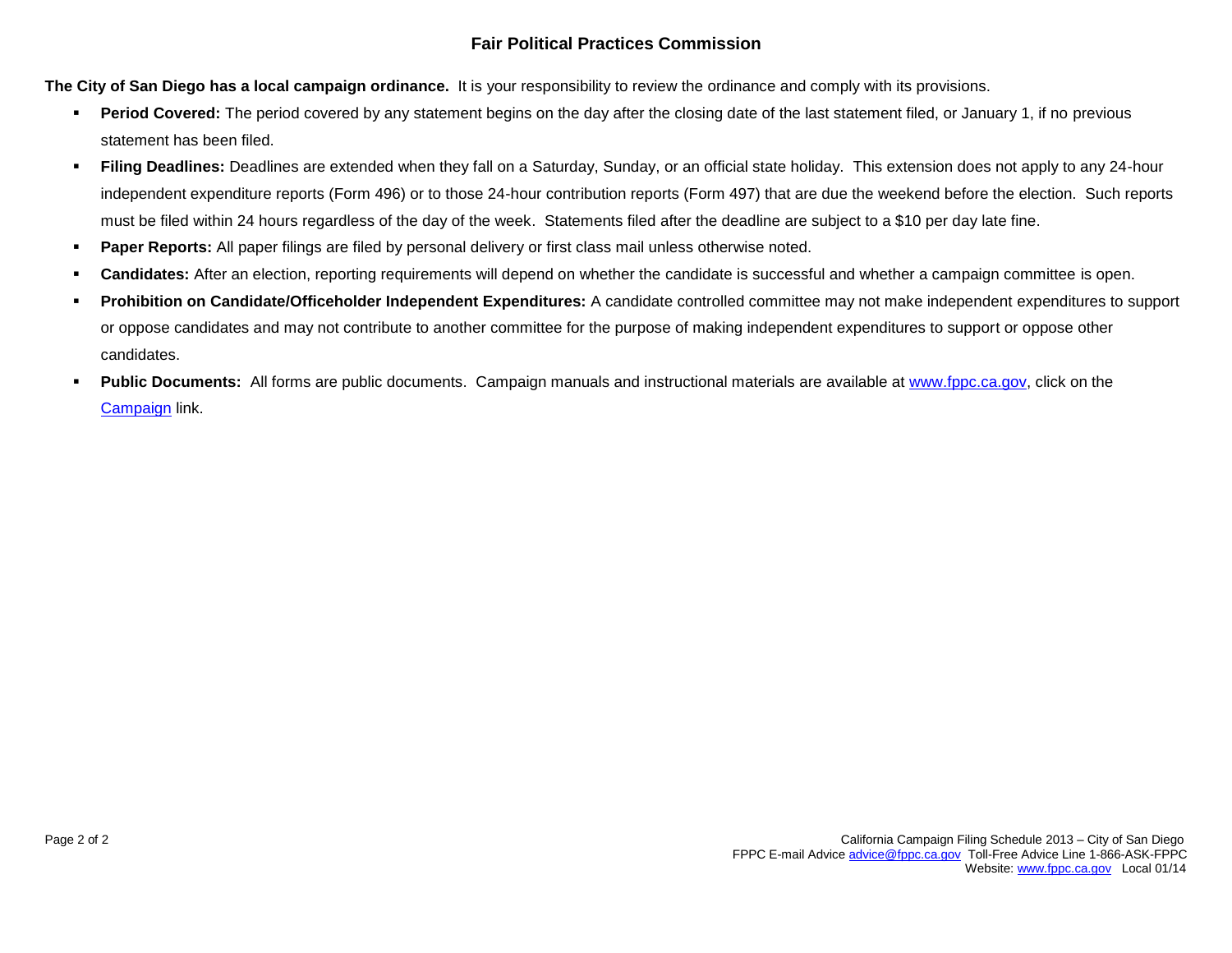## Fair Political Practices Commission

**The City of San Diego has a local campaign ordinance.** It is your responsibility to review the ordinance and comply with its provisions.

- **Period Covered:** The period covered by any statement begins on the day after the closing date of the last statement filed, or January 1, if no previous statement has been filed.
- **Filing Deadlines:** Deadlines are extended when they fall on a Saturday, Sunday, or an official state holiday. This extension does not apply to any 24-hour independent expenditure reports (Form 496) or to those 24-hour contribution reports (Form 497) that are due the weekend before the election. Such reports must be filed within 24 hours regardless of the day of the week. Statements filed after the deadline are subject to a $10 per day late fine.
- **Paper Reports:** All paper filings are filed by personal delivery or first class mail unless otherwise noted.
- **Candidates:** After an election, reporting requirements will depend on whether the candidate is successful and whether a campaign committee is open.
- **Prohibition on Candidate/Officeholder Independent Expenditures:** A candidate controlled committee may not make independent expenditures to support or oppose candidates and may not contribute to another committee for the purpose of making independent expenditures to support or oppose other candidates.
- **Public Documents:** All forms are public documents. Campaign manuals and instructional materials are available at www.fppc.ca.gov, click on the Campaign link.